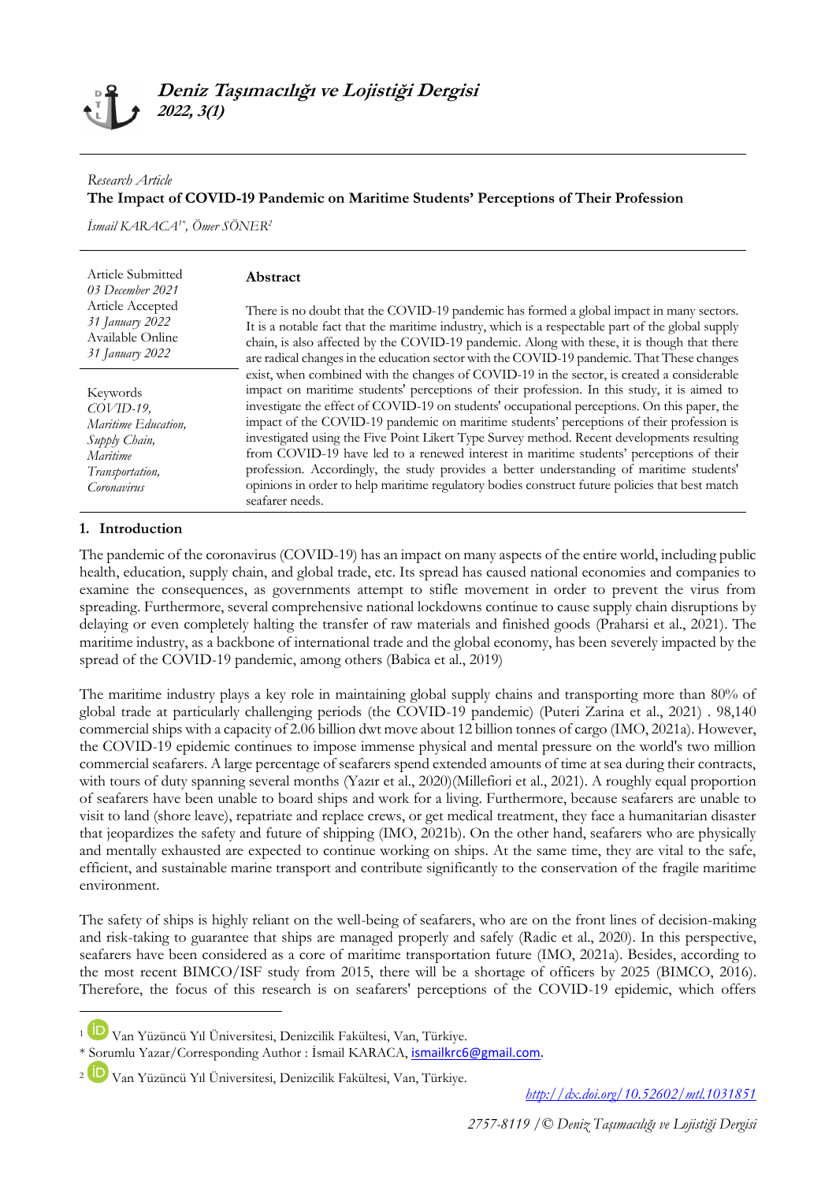# Deniz Taşımacılığı ve Lojistiği Dergisi

*2022, 3(1)*

*Research Article*

## The Impact of COVID-19 Pandemic on Maritime Students' Perceptions of Their Profession

*İsmail KARACA[1*], Ömer SÖNER[2]*

Article Submitted
*03 December 2021*
Article Accepted
*31 January 2022*
Available Online
*31 January 2022*

Keywords
*COVID-19, Maritime Education, Supply Chain, Maritime Transportation, Coronavirus*

### Abstract

There is no doubt that the COVID-19 pandemic has formed a global impact in many sectors. It is a notable fact that the maritime industry, which is a respectable part of the global supply chain, is also affected by the COVID-19 pandemic. Along with these, it is though that there are radical changes in the education sector with the COVID-19 pandemic. That These changes exist, when combined with the changes of COVID-19 in the sector, is created a considerable impact on maritime students' perceptions of their profession. In this study, it is aimed to investigate the effect of COVID-19 on students' occupational perceptions. On this paper, the impact of the COVID-19 pandemic on maritime students' perceptions of their profession is investigated using the Five Point Likert Type Survey method. Recent developments resulting from COVID-19 have led to a renewed interest in maritime students' perceptions of their profession. Accordingly, the study provides a better understanding of maritime students' opinions in order to help maritime regulatory bodies construct future policies that best match seafarer needs.

## 1. Introduction

The pandemic of the coronavirus (COVID-19) has an impact on many aspects of the entire world, including public health, education, supply chain, and global trade, etc. Its spread has caused national economies and companies to examine the consequences, as governments attempt to stifle movement in order to prevent the virus from spreading. Furthermore, several comprehensive national lockdowns continue to cause supply chain disruptions by delaying or even completely halting the transfer of raw materials and finished goods (Praharsi et al., 2021). The maritime industry, as a backbone of international trade and the global economy, has been severely impacted by the spread of the COVID-19 pandemic, among others (Babica et al., 2019)

The maritime industry plays a key role in maintaining global supply chains and transporting more than 80% of global trade at particularly challenging periods (the COVID-19 pandemic) (Puteri Zarina et al., 2021) . 98,140 commercial ships with a capacity of 2.06 billion dwt move about 12 billion tonnes of cargo (IMO, 2021a). However, the COVID-19 epidemic continues to impose immense physical and mental pressure on the world's two million commercial seafarers. A large percentage of seafarers spend extended amounts of time at sea during their contracts, with tours of duty spanning several months (Yazır et al., 2020)(Millefiori et al., 2021). A roughly equal proportion of seafarers have been unable to board ships and work for a living. Furthermore, because seafarers are unable to visit to land (shore leave), repatriate and replace crews, or get medical treatment, they face a humanitarian disaster that jeopardizes the safety and future of shipping (IMO, 2021b). On the other hand, seafarers who are physically and mentally exhausted are expected to continue working on ships. At the same time, they are vital to the safe, efficient, and sustainable marine transport and contribute significantly to the conservation of the fragile maritime environment.

The safety of ships is highly reliant on the well-being of seafarers, who are on the front lines of decision-making and risk-taking to guarantee that ships are managed properly and safely (Radic et al., 2020). In this perspective, seafarers have been considered as a core of maritime transportation future (IMO, 2021a). Besides, according to the most recent BIMCO/ISF study from 2015, there will be a shortage of officers by 2025 (BIMCO, 2016). Therefore, the focus of this research is on seafarers' perceptions of the COVID-19 epidemic, which offers

---

[1] Van Yüzüncü Yıl Üniversitesi, Denizcilik Fakültesi, Van, Türkiye.

* Sorumlu Yazar/Corresponding Author : İsmail KARACA, ismailkrc6@gmail.com.

[2] Van Yüzüncü Yıl Üniversitesi, Denizcilik Fakültesi, Van, Türkiye.

http://dx.doi.org/10.52602/mtl.1031851

2757-8119 /© Deniz Taşımacılığı ve Lojistiği Dergisi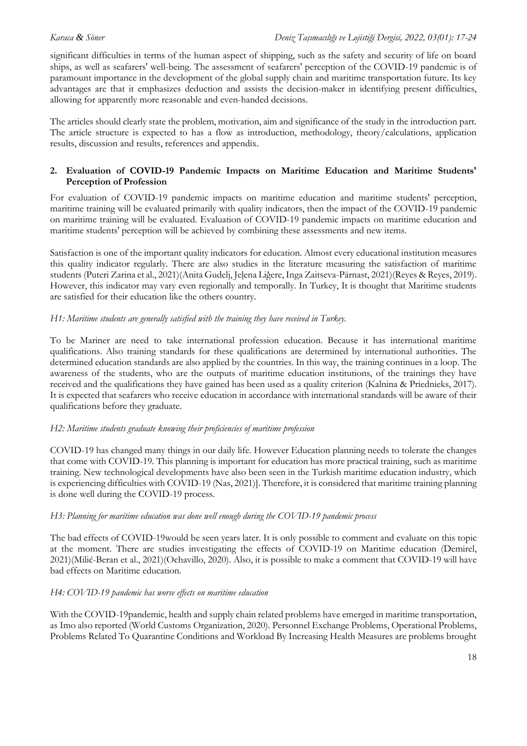significant difficulties in terms of the human aspect of shipping, such as the safety and security of life on board ships, as well as seafarers' well-being. The assessment of seafarers' perception of the COVID-19 pandemic is of paramount importance in the development of the global supply chain and maritime transportation future. Its key advantages are that it emphasizes deduction and assists the decision-maker in identifying present difficulties, allowing for apparently more reasonable and even-handed decisions.

The articles should clearly state the problem, motivation, aim and significance of the study in the introduction part. The article structure is expected to has a flow as introduction, methodology, theory/calculations, application results, discussion and results, references and appendix.

## 2. Evaluation of COVID-19 Pandemic Impacts on Maritime Education and Maritime Students' Perception of Profession

For evaluation of COVID-19 pandemic impacts on maritime education and maritime students' perception, maritime training will be evaluated primarily with quality indicators, then the impact of the COVID-19 pandemic on maritime training will be evaluated. Evaluation of COVID-19 pandemic impacts on maritime education and maritime students' perception will be achieved by combining these assessments and new items.

Satisfaction is one of the important quality indicators for education. Almost every educational institution measures this quality indicator regularly. There are also studies in the literature measuring the satisfaction of maritime students (Puteri Zarina et al., 2021)(Anita Gudelj, Jeļena Liģere, Inga Zaitseva-Pärnast, 2021)(Reyes & Reyes, 2019). However, this indicator may vary even regionally and temporally. In Turkey, It is thought that Maritime students are satisfied for their education like the others country.

*H1: Maritime students are generally satisfied with the training they have received in Turkey.*

To be Mariner are need to take international profession education. Because it has international maritime qualifications. Also training standards for these qualifications are determined by international authorities. The determined education standards are also applied by the countries. In this way, the training continues in a loop. The awareness of the students, who are the outputs of maritime education institutions, of the trainings they have received and the qualifications they have gained has been used as a quality criterion (Kalnina & Priednieks, 2017). It is expected that seafarers who receive education in accordance with international standards will be aware of their qualifications before they graduate.

*H2: Maritime students graduate knowing their proficiencies of maritime profession*

COVID-19 has changed many things in our daily life. However Education planning needs to tolerate the changes that come with COVID-19. This planning is important for education has more practical training, such as maritime training. New technological developments have also been seen in the Turkish maritime education industry, which is experiencing difficulties with COVID-19 (Nas, 2021)]. Therefore, it is considered that maritime training planning is done well during the COVID-19 process.

*H3: Planning for maritime education was done well enough during the COVID-19 pandemic process*

The bad effects of COVID-19would be seen years later. It is only possible to comment and evaluate on this topic at the moment. There are studies investigating the effects of COVID-19 on Maritime education (Demirel, 2021)(Milić-Beran et al., 2021)(Ochavillo, 2020). Also, it is possible to make a comment that COVID-19 will have bad effects on Maritime education.

*H4: COVID-19 pandemic has worse effects on maritime education*

With the COVID-19pandemic, health and supply chain related problems have emerged in maritime transportation, as Imo also reported (World Customs Organization, 2020). Personnel Exchange Problems, Operational Problems, Problems Related To Quarantine Conditions and Workload By Increasing Health Measures are problems brought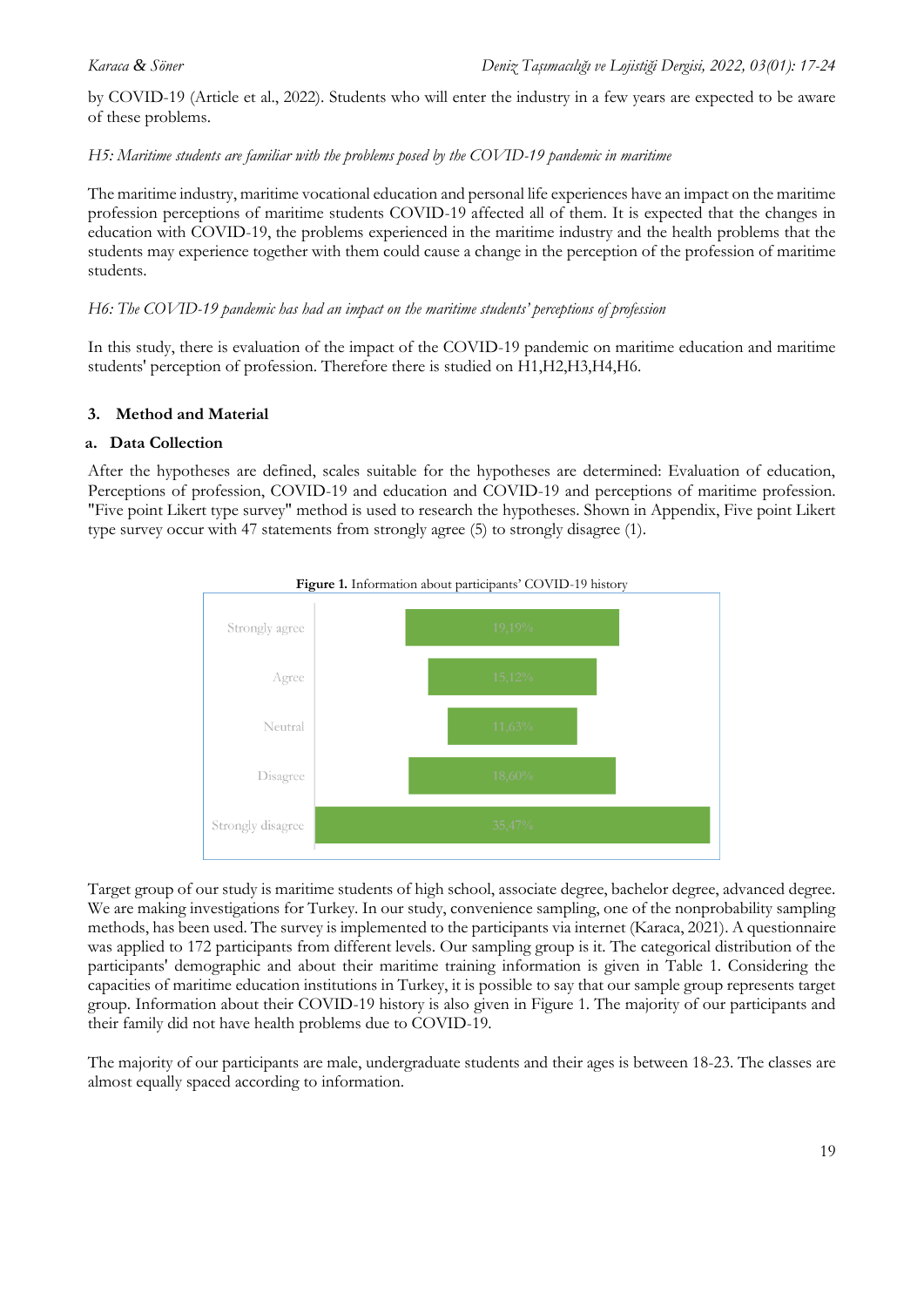by COVID-19 (Article et al., 2022). Students who will enter the industry in a few years are expected to be aware of these problems.

*H5: Maritime students are familiar with the problems posed by the COVID-19 pandemic in maritime*

The maritime industry, maritime vocational education and personal life experiences have an impact on the maritime profession perceptions of maritime students COVID-19 affected all of them. It is expected that the changes in education with COVID-19, the problems experienced in the maritime industry and the health problems that the students may experience together with them could cause a change in the perception of the profession of maritime students.

*H6: The COVID-19 pandemic has had an impact on the maritime students' perceptions of profession*

In this study, there is evaluation of the impact of the COVID-19 pandemic on maritime education and maritime students' perception of profession. Therefore there is studied on H1,H2,H3,H4,H6.

## 3. Method and Material

### a. Data Collection

After the hypotheses are defined, scales suitable for the hypotheses are determined: Evaluation of education, Perceptions of profession, COVID-19 and education and COVID-19 and perceptions of maritime profession. "Five point Likert type survey" method is used to research the hypotheses. Shown in Appendix, Five point Likert type survey occur with 47 statements from strongly agree (5) to strongly disagree (1).

**Figure 1.** Information about participants' COVID-19 history

| Response | Percentage |
|---|---|
| Strongly agree | 19,19% |
| Agree | 15,12% |
| Neutral | 11,63% |
| Disagree | 18,60% |
| Strongly disagree | 35,47% |

Target group of our study is maritime students of high school, associate degree, bachelor degree, advanced degree. We are making investigations for Turkey. In our study, convenience sampling, one of the nonprobability sampling methods, has been used. The survey is implemented to the participants via internet (Karaca, 2021). A questionnaire was applied to 172 participants from different levels. Our sampling group is it. The categorical distribution of the participants' demographic and about their maritime training information is given in Table 1. Considering the capacities of maritime education institutions in Turkey, it is possible to say that our sample group represents target group. Information about their COVID-19 history is also given in Figure 1. The majority of our participants and their family did not have health problems due to COVID-19.

The majority of our participants are male, undergraduate students and their ages is between 18-23. The classes are almost equally spaced according to information.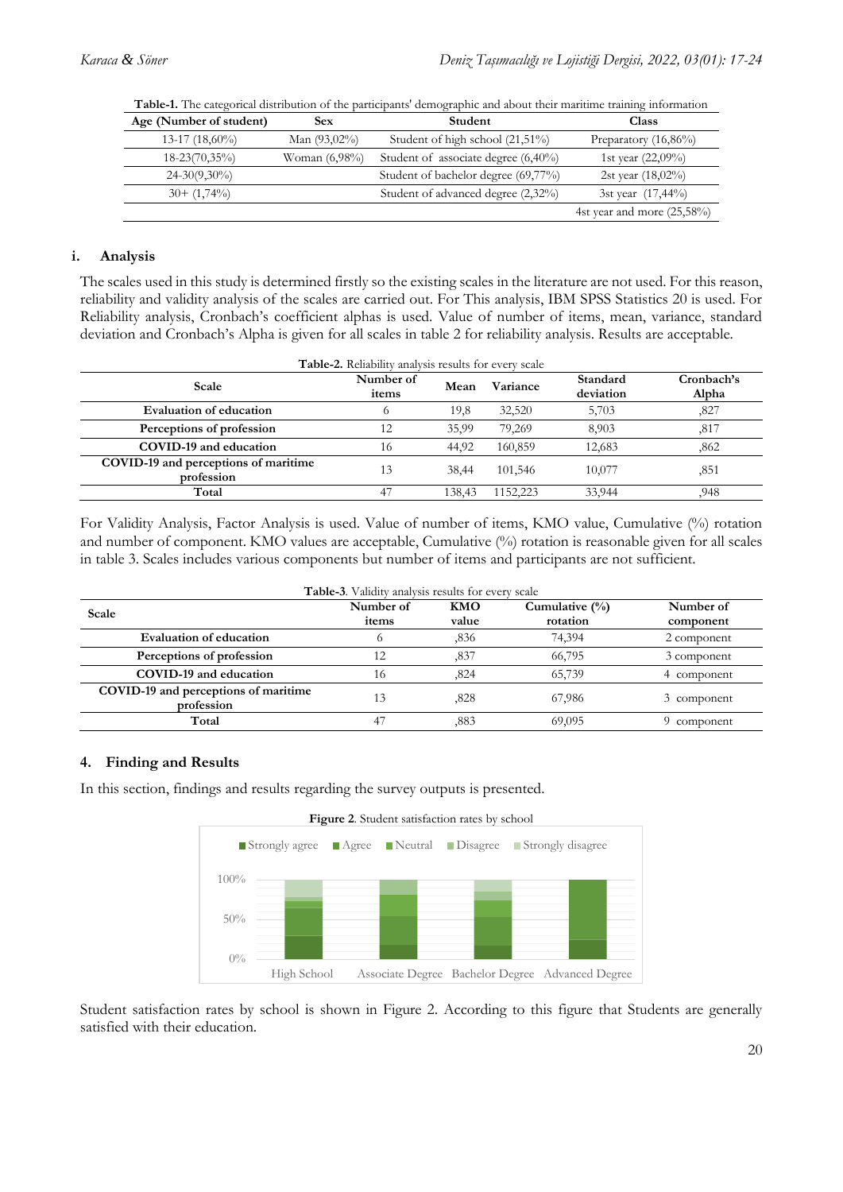**Table-1.** The categorical distribution of the participants' demographic and about their maritime training information

| Age (Number of student) | Sex | Student | Class |
|---|---|---|---|
| 13-17 (18,60%) | Man (93,02%) | Student of high school (21,51%) | Preparatory (16,86%) |
| 18-23(70,35%) | Woman (6,98%) | Student of associate degree (6,40%) | 1st year (22,09%) |
| 24-30(9,30%) | | Student of bachelor degree (69,77%) | 2st year (18,02%) |
| 30+ (1,74%) | | Student of advanced degree (2,32%) | 3st year (17,44%) |
| | | | 4st year and more (25,58%) |

### i. Analysis

The scales used in this study is determined firstly so the existing scales in the literature are not used. For this reason, reliability and validity analysis of the scales are carried out. For This analysis, IBM SPSS Statistics 20 is used. For Reliability analysis, Cronbach's coefficient alphas is used. Value of number of items, mean, variance, standard deviation and Cronbach's Alpha is given for all scales in table 2 for reliability analysis. Results are acceptable.

**Table-2.** Reliability analysis results for every scale

| Scale | Number of items | Mean | Variance | Standard deviation | Cronbach's Alpha |
|---|---|---|---|---|---|
| Evaluation of education | 6 | 19,8 | 32,520 | 5,703 | ,827 |
| Perceptions of profession | 12 | 35,99 | 79,269 | 8,903 | ,817 |
| COVID-19 and education | 16 | 44,92 | 160,859 | 12,683 | ,862 |
| COVID-19 and perceptions of maritime profession | 13 | 38,44 | 101,546 | 10,077 | ,851 |
| Total | 47 | 138,43 | 1152,223 | 33,944 | ,948 |

For Validity Analysis, Factor Analysis is used. Value of number of items, KMO value, Cumulative (%) rotation and number of component. KMO values are acceptable, Cumulative (%) rotation is reasonable given for all scales in table 3. Scales includes various components but number of items and participants are not sufficient.

**Table-3**. Validity analysis results for every scale

| Scale | Number of items | KMO value | Cumulative (%) rotation | Number of component |
|---|---|---|---|---|
| Evaluation of education | 6 | ,836 | 74,394 | 2 component |
| Perceptions of profession | 12 | ,837 | 66,795 | 3 component |
| COVID-19 and education | 16 | ,824 | 65,739 | 4 component |
| COVID-19 and perceptions of maritime profession | 13 | ,828 | 67,986 | 3 component |
| Total | 47 | ,883 | 69,095 | 9 component |

## 4. Finding and Results

In this section, findings and results regarding the survey outputs is presented.

**Figure 2**. Student satisfaction rates by school

Student satisfaction rates by school is shown in Figure 2. According to this figure that Students are generally satisfied with their education.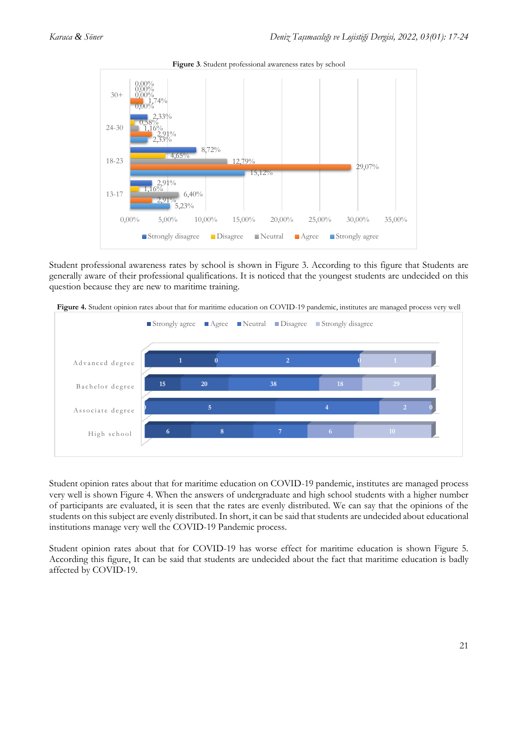**Figure 3**. Student professional awareness rates by school

Student professional awareness rates by school is shown in Figure 3. According to this figure that Students are generally aware of their professional qualifications. It is noticed that the youngest students are undecided on this question because they are new to maritime training.

**Figure 4.** Student opinion rates about that for maritime education on COVID-19 pandemic, institutes are managed process very well

Student opinion rates about that for maritime education on COVID-19 pandemic, institutes are managed process very well is shown Figure 4. When the answers of undergraduate and high school students with a higher number of participants are evaluated, it is seen that the rates are evenly distributed. We can say that the opinions of the students on this subject are evenly distributed. In short, it can be said that students are undecided about educational institutions manage very well the COVID-19 Pandemic process.

Student opinion rates about that for COVID-19 has worse effect for maritime education is shown Figure 5. According this figure, It can be said that students are undecided about the fact that maritime education is badly affected by COVID-19.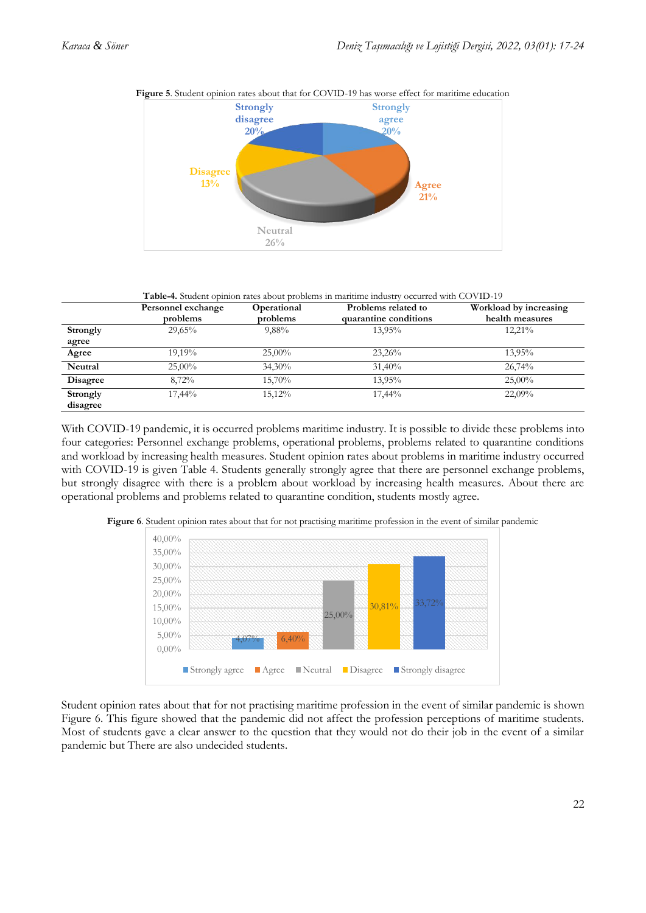**Figure 5**. Student opinion rates about that for COVID-19 has worse effect for maritime education

**Table-4.** Student opinion rates about problems in maritime industry occurred with COVID-19

| | Personnel exchange problems | Operational problems | Problems related to quarantine conditions | Workload by increasing health measures |
|---|---|---|---|---|
| **Strongly agree** | 29,65% | 9,88% | 13,95% | 12,21% |
| **Agree** | 19,19% | 25,00% | 23,26% | 13,95% |
| **Neutral** | 25,00% | 34,30% | 31,40% | 26,74% |
| **Disagree** | 8,72% | 15,70% | 13,95% | 25,00% |
| **Strongly disagree** | 17,44% | 15,12% | 17,44% | 22,09% |

With COVID-19 pandemic, it is occurred problems maritime industry. It is possible to divide these problems into four categories: Personnel exchange problems, operational problems, problems related to quarantine conditions and workload by increasing health measures. Student opinion rates about problems in maritime industry occurred with COVID-19 is given Table 4. Students generally strongly agree that there are personnel exchange problems, but strongly disagree with there is a problem about workload by increasing health measures. About there are operational problems and problems related to quarantine condition, students mostly agree.

**Figure 6**. Student opinion rates about that for not practising maritime profession in the event of similar pandemic

Student opinion rates about that for not practising maritime profession in the event of similar pandemic is shown Figure 6. This figure showed that the pandemic did not affect the profession perceptions of maritime students. Most of students gave a clear answer to the question that they would not do their job in the event of a similar pandemic but There are also undecided students.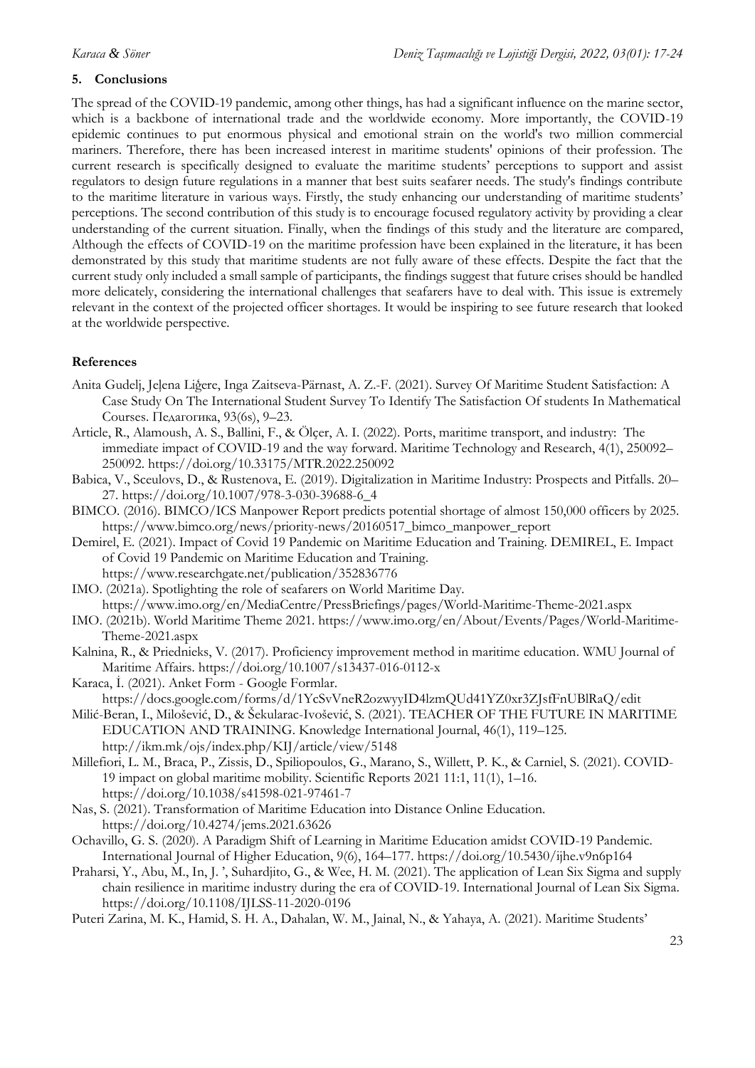## 5. Conclusions

The spread of the COVID-19 pandemic, among other things, has had a significant influence on the marine sector, which is a backbone of international trade and the worldwide economy. More importantly, the COVID-19 epidemic continues to put enormous physical and emotional strain on the world's two million commercial mariners. Therefore, there has been increased interest in maritime students' opinions of their profession. The current research is specifically designed to evaluate the maritime students' perceptions to support and assist regulators to design future regulations in a manner that best suits seafarer needs. The study's findings contribute to the maritime literature in various ways. Firstly, the study enhancing our understanding of maritime students' perceptions. The second contribution of this study is to encourage focused regulatory activity by providing a clear understanding of the current situation. Finally, when the findings of this study and the literature are compared, Although the effects of COVID-19 on the maritime profession have been explained in the literature, it has been demonstrated by this study that maritime students are not fully aware of these effects. Despite the fact that the current study only included a small sample of participants, the findings suggest that future crises should be handled more delicately, considering the international challenges that seafarers have to deal with. This issue is extremely relevant in the context of the projected officer shortages. It would be inspiring to see future research that looked at the worldwide perspective.

## References

Anita Gudelj, Jeļena Liģere, Inga Zaitseva-Pärnast, A. Z.-F. (2021). Survey Of Maritime Student Satisfaction: A Case Study On The International Student Survey To Identify The Satisfaction Of students In Mathematical Courses. Педагогика, 93(6s), 9–23.

Article, R., Alamoush, A. S., Ballini, F., & Ölçer, A. I. (2022). Ports, maritime transport, and industry: The immediate impact of COVID-19 and the way forward. Maritime Technology and Research, 4(1), 250092–250092. https://doi.org/10.33175/MTR.2022.250092

Babica, V., Sceulovs, D., & Rustenova, E. (2019). Digitalization in Maritime Industry: Prospects and Pitfalls. 20–27. https://doi.org/10.1007/978-3-030-39688-6_4

BIMCO. (2016). BIMCO/ICS Manpower Report predicts potential shortage of almost 150,000 officers by 2025. https://www.bimco.org/news/priority-news/20160517_bimco_manpower_report

Demirel, E. (2021). Impact of Covid 19 Pandemic on Maritime Education and Training. DEMIREL, E. Impact of Covid 19 Pandemic on Maritime Education and Training. https://www.researchgate.net/publication/352836776

IMO. (2021a). Spotlighting the role of seafarers on World Maritime Day. https://www.imo.org/en/MediaCentre/PressBriefings/pages/World-Maritime-Theme-2021.aspx

IMO. (2021b). World Maritime Theme 2021. https://www.imo.org/en/About/Events/Pages/World-Maritime-Theme-2021.aspx

Kalnina, R., & Priednieks, V. (2017). Proficiency improvement method in maritime education. WMU Journal of Maritime Affairs. https://doi.org/10.1007/s13437-016-0112-x

Karaca, İ. (2021). Anket Form - Google Formlar. https://docs.google.com/forms/d/1YcSvVneR2ozwyyID4lzmQUd41YZ0xr3ZJsfFnUBlRaQ/edit

Milić-Beran, I., Milošević, D., & Šekularac-Ivošević, S. (2021). TEACHER OF THE FUTURE IN MARITIME EDUCATION AND TRAINING. Knowledge International Journal, 46(1), 119–125. http://ikm.mk/ojs/index.php/KIJ/article/view/5148

Millefiori, L. M., Braca, P., Zissis, D., Spiliopoulos, G., Marano, S., Willett, P. K., & Carniel, S. (2021). COVID-19 impact on global maritime mobility. Scientific Reports 2021 11:1, 11(1), 1–16. https://doi.org/10.1038/s41598-021-97461-7

Nas, S. (2021). Transformation of Maritime Education into Distance Online Education. https://doi.org/10.4274/jems.2021.63626

Ochavillo, G. S. (2020). A Paradigm Shift of Learning in Maritime Education amidst COVID-19 Pandemic. International Journal of Higher Education, 9(6), 164–177. https://doi.org/10.5430/ijhe.v9n6p164

Praharsi, Y., Abu, M., In, J. ', Suhardjito, G., & Wee, H. M. (2021). The application of Lean Six Sigma and supply chain resilience in maritime industry during the era of COVID-19. International Journal of Lean Six Sigma. https://doi.org/10.1108/IJLSS-11-2020-0196

Puteri Zarina, M. K., Hamid, S. H. A., Dahalan, W. M., Jainal, N., & Yahaya, A. (2021). Maritime Students'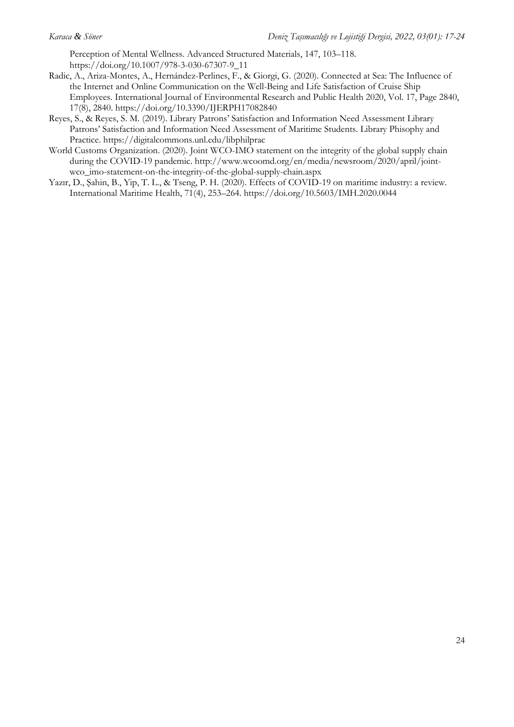Perception of Mental Wellness. Advanced Structured Materials, 147, 103–118. https://doi.org/10.1007/978-3-030-67307-9_11

Radic, A., Ariza-Montes, A., Hernández-Perlines, F., & Giorgi, G. (2020). Connected at Sea: The Influence of the Internet and Online Communication on the Well-Being and Life Satisfaction of Cruise Ship Employees. International Journal of Environmental Research and Public Health 2020, Vol. 17, Page 2840, 17(8), 2840. https://doi.org/10.3390/IJERPH17082840

Reyes, S., & Reyes, S. M. (2019). Library Patrons' Satisfaction and Information Need Assessment Library Patrons' Satisfaction and Information Need Assessment of Maritime Students. Library Phisophy and Practice. https://digitalcommons.unl.edu/libphilprac

World Customs Organization. (2020). Joint WCO-IMO statement on the integrity of the global supply chain during the COVID-19 pandemic. http://www.wcoomd.org/en/media/newsroom/2020/april/joint-wco_imo-statement-on-the-integrity-of-the-global-supply-chain.aspx

Yazır, D., Şahin, B., Yip, T. L., & Tseng, P. H. (2020). Effects of COVID-19 on maritime industry: a review. International Maritime Health, 71(4), 253–264. https://doi.org/10.5603/IMH.2020.0044